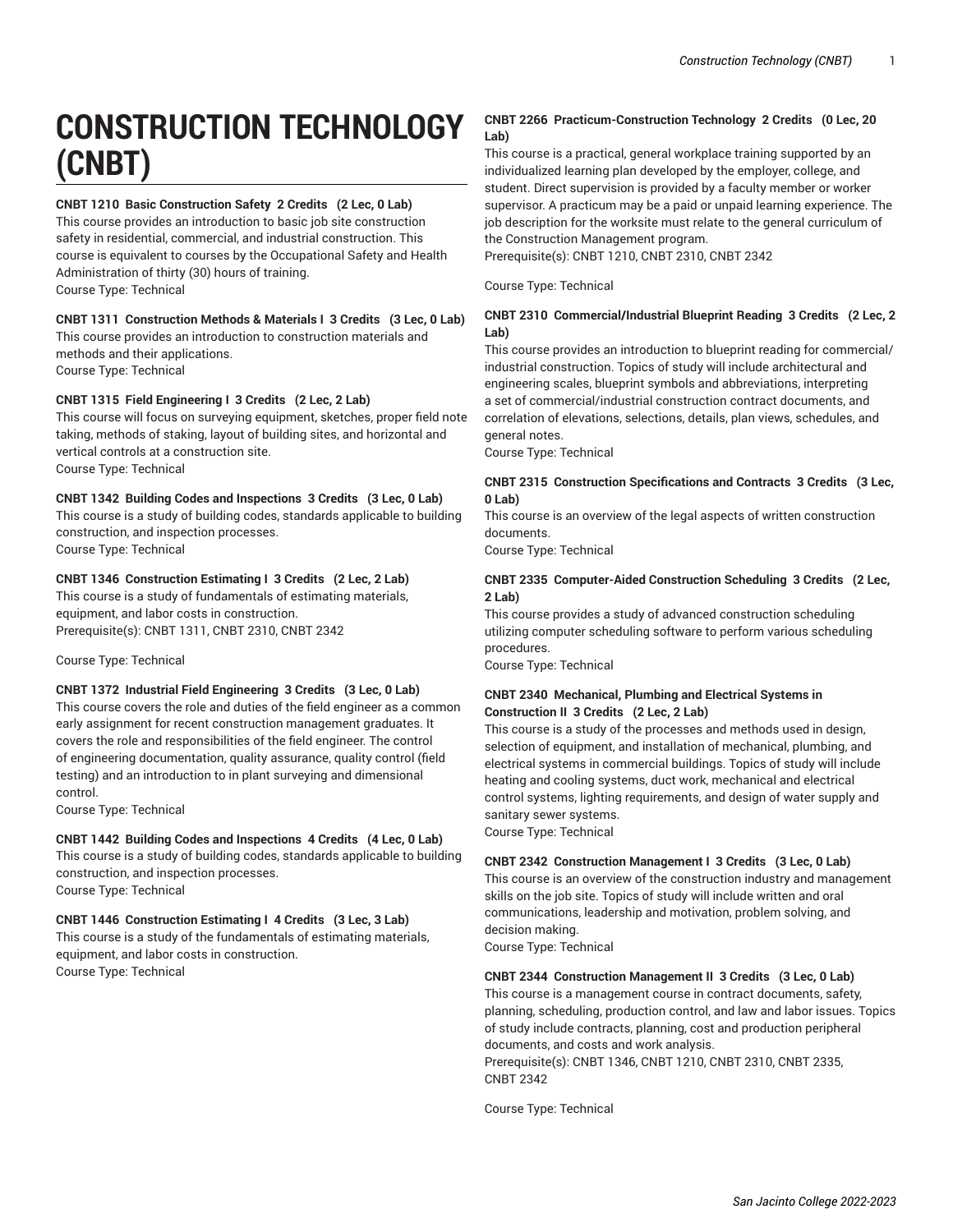# CONSTRUCTION TECHNOLOGY (CNBT)

**CNBT 1210 Basic Construction Safety 2 Credits (2 Lec, 0 Lab)**
This course provides an introduction to basic job site construction safety in residential, commercial, and industrial construction. This course is equivalent to courses by the Occupational Safety and Health Administration of thirty (30) hours of training.
Course Type: Technical

**CNBT 1311 Construction Methods & Materials I 3 Credits (3 Lec, 0 Lab)**
This course provides an introduction to construction materials and methods and their applications.
Course Type: Technical

**CNBT 1315 Field Engineering I 3 Credits (2 Lec, 2 Lab)**
This course will focus on surveying equipment, sketches, proper field note taking, methods of staking, layout of building sites, and horizontal and vertical controls at a construction site.
Course Type: Technical

**CNBT 1342 Building Codes and Inspections 3 Credits (3 Lec, 0 Lab)**
This course is a study of building codes, standards applicable to building construction, and inspection processes.
Course Type: Technical

**CNBT 1346 Construction Estimating I 3 Credits (2 Lec, 2 Lab)**
This course is a study of fundamentals of estimating materials, equipment, and labor costs in construction.
Prerequisite(s): CNBT 1311, CNBT 2310, CNBT 2342

Course Type: Technical

**CNBT 1372 Industrial Field Engineering 3 Credits (3 Lec, 0 Lab)**
This course covers the role and duties of the field engineer as a common early assignment for recent construction management graduates. It covers the role and responsibilities of the field engineer. The control of engineering documentation, quality assurance, quality control (field testing) and an introduction to in plant surveying and dimensional control.
Course Type: Technical

**CNBT 1442 Building Codes and Inspections 4 Credits (4 Lec, 0 Lab)**
This course is a study of building codes, standards applicable to building construction, and inspection processes.
Course Type: Technical

**CNBT 1446 Construction Estimating I 4 Credits (3 Lec, 3 Lab)**
This course is a study of the fundamentals of estimating materials, equipment, and labor costs in construction.
Course Type: Technical

**CNBT 2266 Practicum-Construction Technology 2 Credits (0 Lec, 20 Lab)**
This course is a practical, general workplace training supported by an individualized learning plan developed by the employer, college, and student. Direct supervision is provided by a faculty member or worker supervisor. A practicum may be a paid or unpaid learning experience. The job description for the worksite must relate to the general curriculum of the Construction Management program.
Prerequisite(s): CNBT 1210, CNBT 2310, CNBT 2342

Course Type: Technical

**CNBT 2310 Commercial/Industrial Blueprint Reading 3 Credits (2 Lec, 2 Lab)**
This course provides an introduction to blueprint reading for commercial/industrial construction. Topics of study will include architectural and engineering scales, blueprint symbols and abbreviations, interpreting a set of commercial/industrial construction contract documents, and correlation of elevations, selections, details, plan views, schedules, and general notes.
Course Type: Technical

**CNBT 2315 Construction Specifications and Contracts 3 Credits (3 Lec, 0 Lab)**
This course is an overview of the legal aspects of written construction documents.
Course Type: Technical

**CNBT 2335 Computer-Aided Construction Scheduling 3 Credits (2 Lec, 2 Lab)**
This course provides a study of advanced construction scheduling utilizing computer scheduling software to perform various scheduling procedures.
Course Type: Technical

**CNBT 2340 Mechanical, Plumbing and Electrical Systems in Construction II 3 Credits (2 Lec, 2 Lab)**
This course is a study of the processes and methods used in design, selection of equipment, and installation of mechanical, plumbing, and electrical systems in commercial buildings. Topics of study will include heating and cooling systems, duct work, mechanical and electrical control systems, lighting requirements, and design of water supply and sanitary sewer systems.
Course Type: Technical

**CNBT 2342 Construction Management I 3 Credits (3 Lec, 0 Lab)**
This course is an overview of the construction industry and management skills on the job site. Topics of study will include written and oral communications, leadership and motivation, problem solving, and decision making.
Course Type: Technical

**CNBT 2344 Construction Management II 3 Credits (3 Lec, 0 Lab)**
This course is a management course in contract documents, safety, planning, scheduling, production control, and law and labor issues. Topics of study include contracts, planning, cost and production peripheral documents, and costs and work analysis.
Prerequisite(s): CNBT 1346, CNBT 1210, CNBT 2310, CNBT 2335, CNBT 2342

Course Type: Technical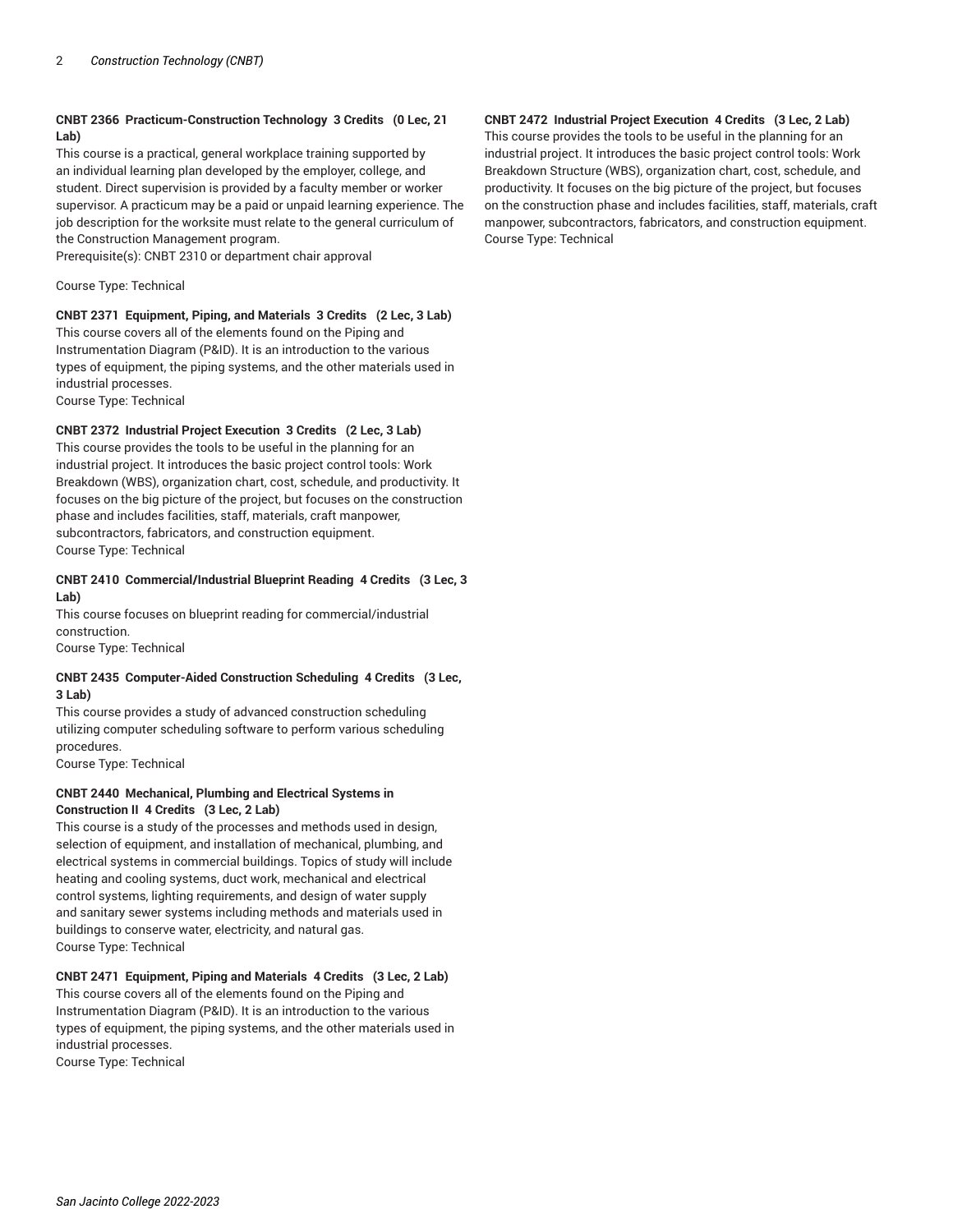**CNBT 2366 Practicum-Construction Technology 3 Credits (0 Lec, 21 Lab)**
This course is a practical, general workplace training supported by an individual learning plan developed by the employer, college, and student. Direct supervision is provided by a faculty member or worker supervisor. A practicum may be a paid or unpaid learning experience. The job description for the worksite must relate to the general curriculum of the Construction Management program.
Prerequisite(s): CNBT 2310 or department chair approval

Course Type: Technical

**CNBT 2371 Equipment, Piping, and Materials 3 Credits (2 Lec, 3 Lab)**
This course covers all of the elements found on the Piping and Instrumentation Diagram (P&ID). It is an introduction to the various types of equipment, the piping systems, and the other materials used in industrial processes.
Course Type: Technical

**CNBT 2372 Industrial Project Execution 3 Credits (2 Lec, 3 Lab)**
This course provides the tools to be useful in the planning for an industrial project. It introduces the basic project control tools: Work Breakdown (WBS), organization chart, cost, schedule, and productivity. It focuses on the big picture of the project, but focuses on the construction phase and includes facilities, staff, materials, craft manpower, subcontractors, fabricators, and construction equipment.
Course Type: Technical

**CNBT 2410 Commercial/Industrial Blueprint Reading 4 Credits (3 Lec, 3 Lab)**
This course focuses on blueprint reading for commercial/industrial construction.
Course Type: Technical

**CNBT 2435 Computer-Aided Construction Scheduling 4 Credits (3 Lec, 3 Lab)**
This course provides a study of advanced construction scheduling utilizing computer scheduling software to perform various scheduling procedures.
Course Type: Technical

**CNBT 2440 Mechanical, Plumbing and Electrical Systems in Construction II 4 Credits (3 Lec, 2 Lab)**
This course is a study of the processes and methods used in design, selection of equipment, and installation of mechanical, plumbing, and electrical systems in commercial buildings. Topics of study will include heating and cooling systems, duct work, mechanical and electrical control systems, lighting requirements, and design of water supply and sanitary sewer systems including methods and materials used in buildings to conserve water, electricity, and natural gas.
Course Type: Technical

**CNBT 2471 Equipment, Piping and Materials 4 Credits (3 Lec, 2 Lab)**
This course covers all of the elements found on the Piping and Instrumentation Diagram (P&ID). It is an introduction to the various types of equipment, the piping systems, and the other materials used in industrial processes.
Course Type: Technical

**CNBT 2472 Industrial Project Execution 4 Credits (3 Lec, 2 Lab)**
This course provides the tools to be useful in the planning for an industrial project. It introduces the basic project control tools: Work Breakdown Structure (WBS), organization chart, cost, schedule, and productivity. It focuses on the big picture of the project, but focuses on the construction phase and includes facilities, staff, materials, craft manpower, subcontractors, fabricators, and construction equipment.
Course Type: Technical